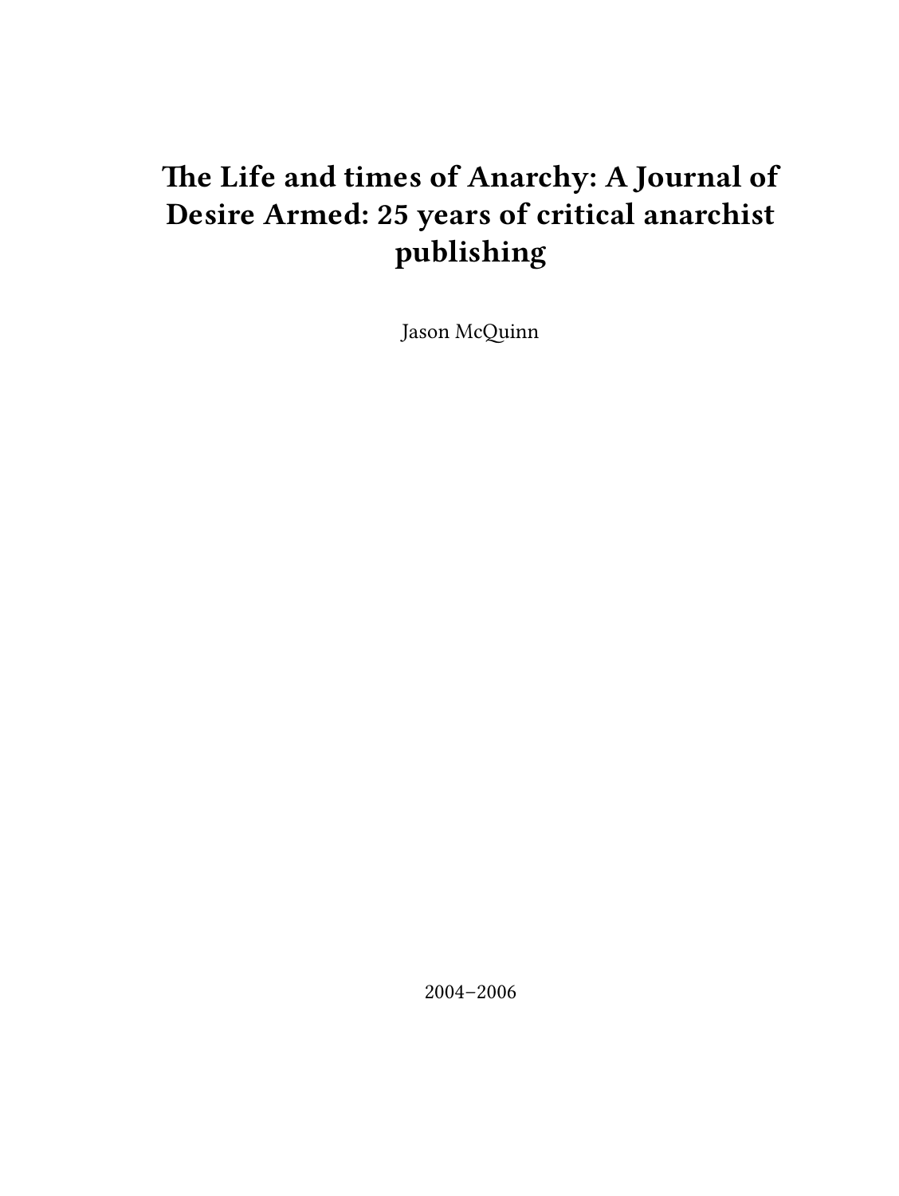# The Life and times of Anarchy: A Journal of Desire Armed: 25 years of critical anarchist publishing

Jason McQuinn

2004–2006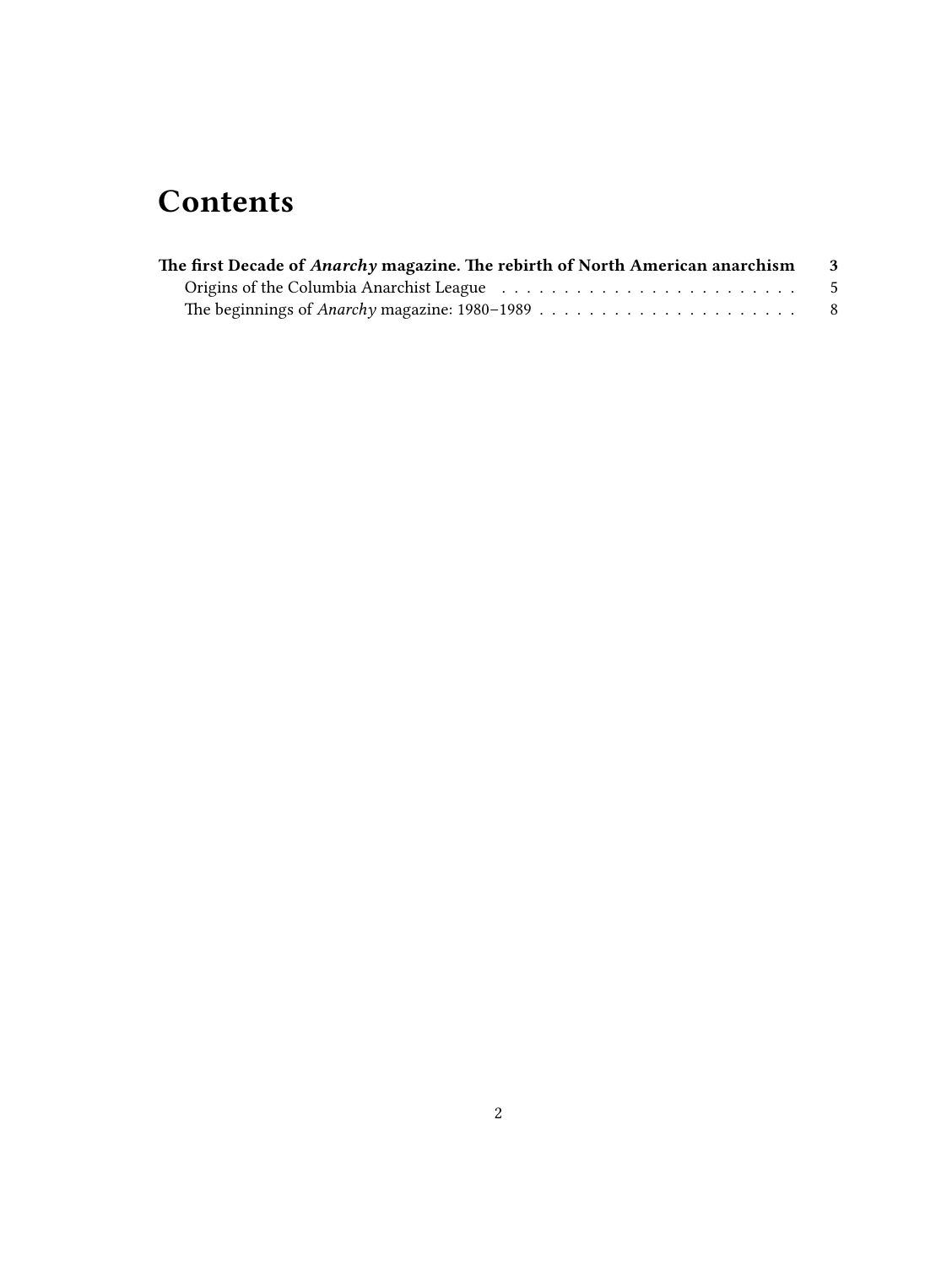# Contents

**The first Decade of *Anarchy* magazine. The rebirth of North American anarchism** **3**

- Origins of the Columbia Anarchist League . . . . . . . . . . . . . . . . . . . . . . . . 5
- The beginnings of *Anarchy* magazine: 1980–1989 . . . . . . . . . . . . . . . . . . . . . 8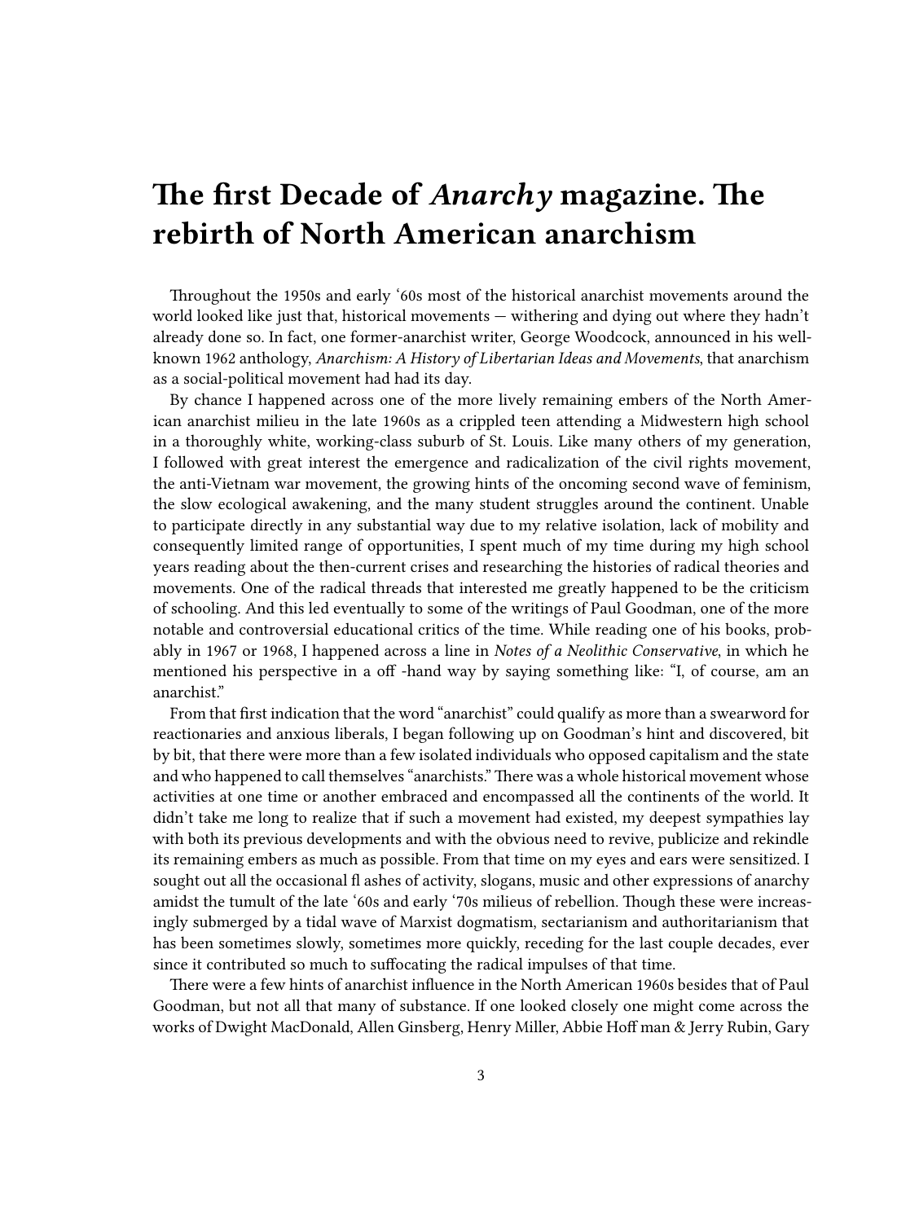# The first Decade of *Anarchy* magazine. The rebirth of North American anarchism

Throughout the 1950s and early '60s most of the historical anarchist movements around the world looked like just that, historical movements — withering and dying out where they hadn't already done so. In fact, one former-anarchist writer, George Woodcock, announced in his well-known 1962 anthology, *Anarchism: A History of Libertarian Ideas and Movements*, that anarchism as a social-political movement had had its day.

By chance I happened across one of the more lively remaining embers of the North American anarchist milieu in the late 1960s as a crippled teen attending a Midwestern high school in a thoroughly white, working-class suburb of St. Louis. Like many others of my generation, I followed with great interest the emergence and radicalization of the civil rights movement, the anti-Vietnam war movement, the growing hints of the oncoming second wave of feminism, the slow ecological awakening, and the many student struggles around the continent. Unable to participate directly in any substantial way due to my relative isolation, lack of mobility and consequently limited range of opportunities, I spent much of my time during my high school years reading about the then-current crises and researching the histories of radical theories and movements. One of the radical threads that interested me greatly happened to be the criticism of schooling. And this led eventually to some of the writings of Paul Goodman, one of the more notable and controversial educational critics of the time. While reading one of his books, probably in 1967 or 1968, I happened across a line in *Notes of a Neolithic Conservative*, in which he mentioned his perspective in a off -hand way by saying something like: "I, of course, am an anarchist."

From that first indication that the word "anarchist" could qualify as more than a swearword for reactionaries and anxious liberals, I began following up on Goodman's hint and discovered, bit by bit, that there were more than a few isolated individuals who opposed capitalism and the state and who happened to call themselves "anarchists." There was a whole historical movement whose activities at one time or another embraced and encompassed all the continents of the world. It didn't take me long to realize that if such a movement had existed, my deepest sympathies lay with both its previous developments and with the obvious need to revive, publicize and rekindle its remaining embers as much as possible. From that time on my eyes and ears were sensitized. I sought out all the occasional fl ashes of activity, slogans, music and other expressions of anarchy amidst the tumult of the late '60s and early '70s milieus of rebellion. Though these were increasingly submerged by a tidal wave of Marxist dogmatism, sectarianism and authoritarianism that has been sometimes slowly, sometimes more quickly, receding for the last couple decades, ever since it contributed so much to suffocating the radical impulses of that time.

There were a few hints of anarchist influence in the North American 1960s besides that of Paul Goodman, but not all that many of substance. If one looked closely one might come across the works of Dwight MacDonald, Allen Ginsberg, Henry Miller, Abbie Hoff man & Jerry Rubin, Gary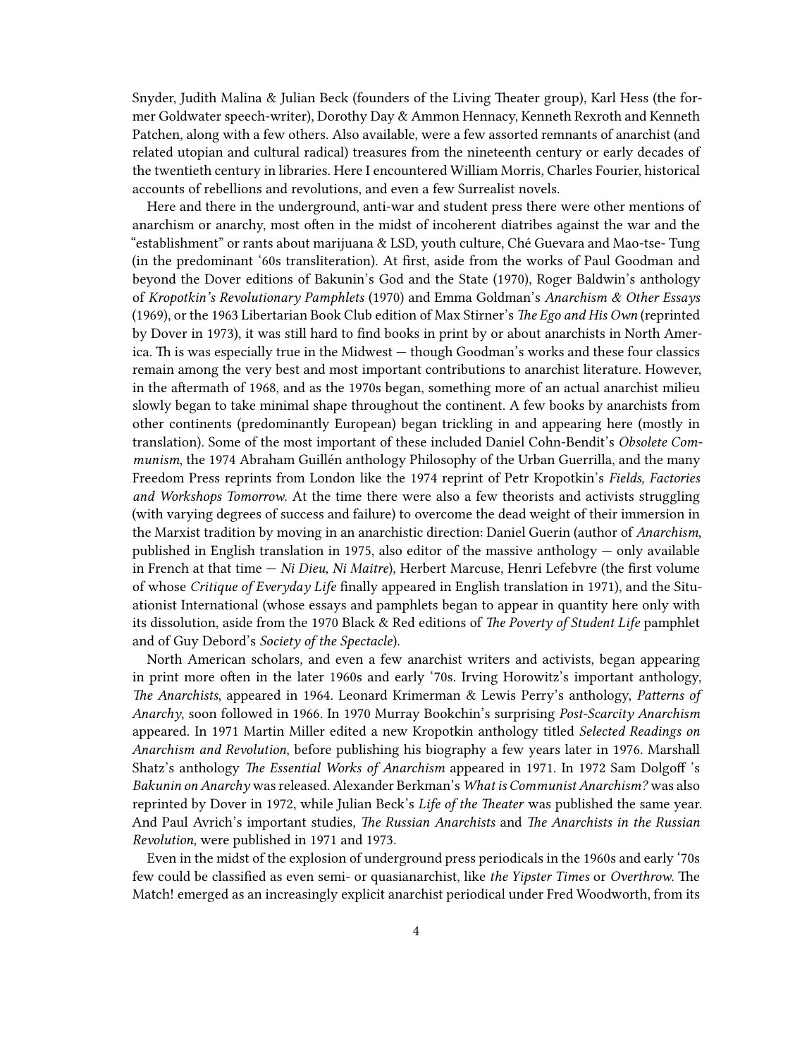Snyder, Judith Malina & Julian Beck (founders of the Living Theater group), Karl Hess (the former Goldwater speech-writer), Dorothy Day & Ammon Hennacy, Kenneth Rexroth and Kenneth Patchen, along with a few others. Also available, were a few assorted remnants of anarchist (and related utopian and cultural radical) treasures from the nineteenth century or early decades of the twentieth century in libraries. Here I encountered William Morris, Charles Fourier, historical accounts of rebellions and revolutions, and even a few Surrealist novels.

Here and there in the underground, anti-war and student press there were other mentions of anarchism or anarchy, most often in the midst of incoherent diatribes against the war and the "establishment" or rants about marijuana & LSD, youth culture, Ché Guevara and Mao-tse- Tung (in the predominant '60s transliteration). At first, aside from the works of Paul Goodman and beyond the Dover editions of Bakunin's God and the State (1970), Roger Baldwin's anthology of *Kropotkin's Revolutionary Pamphlets* (1970) and Emma Goldman's *Anarchism & Other Essays* (1969), or the 1963 Libertarian Book Club edition of Max Stirner's *The Ego and His Own* (reprinted by Dover in 1973), it was still hard to find books in print by or about anarchists in North America. Th is was especially true in the Midwest — though Goodman's works and these four classics remain among the very best and most important contributions to anarchist literature. However, in the aftermath of 1968, and as the 1970s began, something more of an actual anarchist milieu slowly began to take minimal shape throughout the continent. A few books by anarchists from other continents (predominantly European) began trickling in and appearing here (mostly in translation). Some of the most important of these included Daniel Cohn-Bendit's *Obsolete Communism*, the 1974 Abraham Guillén anthology Philosophy of the Urban Guerrilla, and the many Freedom Press reprints from London like the 1974 reprint of Petr Kropotkin's *Fields, Factories and Workshops Tomorrow*. At the time there were also a few theorists and activists struggling (with varying degrees of success and failure) to overcome the dead weight of their immersion in the Marxist tradition by moving in an anarchistic direction: Daniel Guerin (author of *Anarchism*, published in English translation in 1975, also editor of the massive anthology — only available in French at that time — *Ni Dieu, Ni Maitre*), Herbert Marcuse, Henri Lefebvre (the first volume of whose *Critique of Everyday Life* finally appeared in English translation in 1971), and the Situationist International (whose essays and pamphlets began to appear in quantity here only with its dissolution, aside from the 1970 Black & Red editions of *The Poverty of Student Life* pamphlet and of Guy Debord's *Society of the Spectacle*).

North American scholars, and even a few anarchist writers and activists, began appearing in print more often in the later 1960s and early '70s. Irving Horowitz's important anthology, *The Anarchists*, appeared in 1964. Leonard Krimerman & Lewis Perry's anthology, *Patterns of Anarchy*, soon followed in 1966. In 1970 Murray Bookchin's surprising *Post-Scarcity Anarchism* appeared. In 1971 Martin Miller edited a new Kropotkin anthology titled *Selected Readings on Anarchism and Revolution*, before publishing his biography a few years later in 1976. Marshall Shatz's anthology *The Essential Works of Anarchism* appeared in 1971. In 1972 Sam Dolgoff 's *Bakunin on Anarchy* was released. Alexander Berkman's *What is Communist Anarchism?* was also reprinted by Dover in 1972, while Julian Beck's *Life of the Theater* was published the same year. And Paul Avrich's important studies, *The Russian Anarchists* and *The Anarchists in the Russian Revolution*, were published in 1971 and 1973.

Even in the midst of the explosion of underground press periodicals in the 1960s and early '70s few could be classified as even semi- or quasianarchist, like *the Yipster Times* or *Overthrow*. The Match! emerged as an increasingly explicit anarchist periodical under Fred Woodworth, from its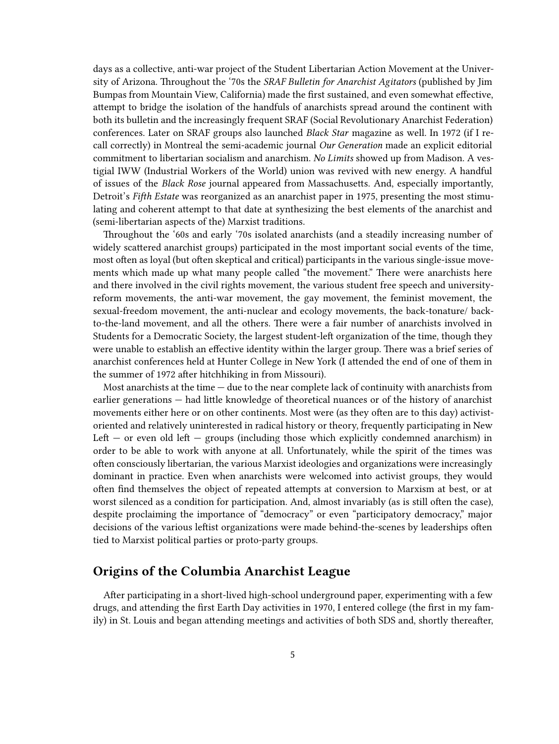days as a collective, anti-war project of the Student Libertarian Action Movement at the University of Arizona. Throughout the '70s the *SRAF Bulletin for Anarchist Agitators* (published by Jim Bumpas from Mountain View, California) made the first sustained, and even somewhat effective, attempt to bridge the isolation of the handfuls of anarchists spread around the continent with both its bulletin and the increasingly frequent SRAF (Social Revolutionary Anarchist Federation) conferences. Later on SRAF groups also launched *Black Star* magazine as well. In 1972 (if I recall correctly) in Montreal the semi-academic journal *Our Generation* made an explicit editorial commitment to libertarian socialism and anarchism. *No Limits* showed up from Madison. A vestigial IWW (Industrial Workers of the World) union was revived with new energy. A handful of issues of the *Black Rose* journal appeared from Massachusetts. And, especially importantly, Detroit's *Fifth Estate* was reorganized as an anarchist paper in 1975, presenting the most stimulating and coherent attempt to that date at synthesizing the best elements of the anarchist and (semi-libertarian aspects of the) Marxist traditions.

Throughout the '60s and early '70s isolated anarchists (and a steadily increasing number of widely scattered anarchist groups) participated in the most important social events of the time, most often as loyal (but often skeptical and critical) participants in the various single-issue movements which made up what many people called "the movement." There were anarchists here and there involved in the civil rights movement, the various student free speech and university-reform movements, the anti-war movement, the gay movement, the feminist movement, the sexual-freedom movement, the anti-nuclear and ecology movements, the back-tonature/ back-to-the-land movement, and all the others. There were a fair number of anarchists involved in Students for a Democratic Society, the largest student-left organization of the time, though they were unable to establish an effective identity within the larger group. There was a brief series of anarchist conferences held at Hunter College in New York (I attended the end of one of them in the summer of 1972 after hitchhiking in from Missouri).

Most anarchists at the time — due to the near complete lack of continuity with anarchists from earlier generations — had little knowledge of theoretical nuances or of the history of anarchist movements either here or on other continents. Most were (as they often are to this day) activist-oriented and relatively uninterested in radical history or theory, frequently participating in New Left — or even old left — groups (including those which explicitly condemned anarchism) in order to be able to work with anyone at all. Unfortunately, while the spirit of the times was often consciously libertarian, the various Marxist ideologies and organizations were increasingly dominant in practice. Even when anarchists were welcomed into activist groups, they would often find themselves the object of repeated attempts at conversion to Marxism at best, or at worst silenced as a condition for participation. And, almost invariably (as is still often the case), despite proclaiming the importance of "democracy" or even "participatory democracy," major decisions of the various leftist organizations were made behind-the-scenes by leaderships often tied to Marxist political parties or proto-party groups.

## Origins of the Columbia Anarchist League

After participating in a short-lived high-school underground paper, experimenting with a few drugs, and attending the first Earth Day activities in 1970, I entered college (the first in my family) in St. Louis and began attending meetings and activities of both SDS and, shortly thereafter,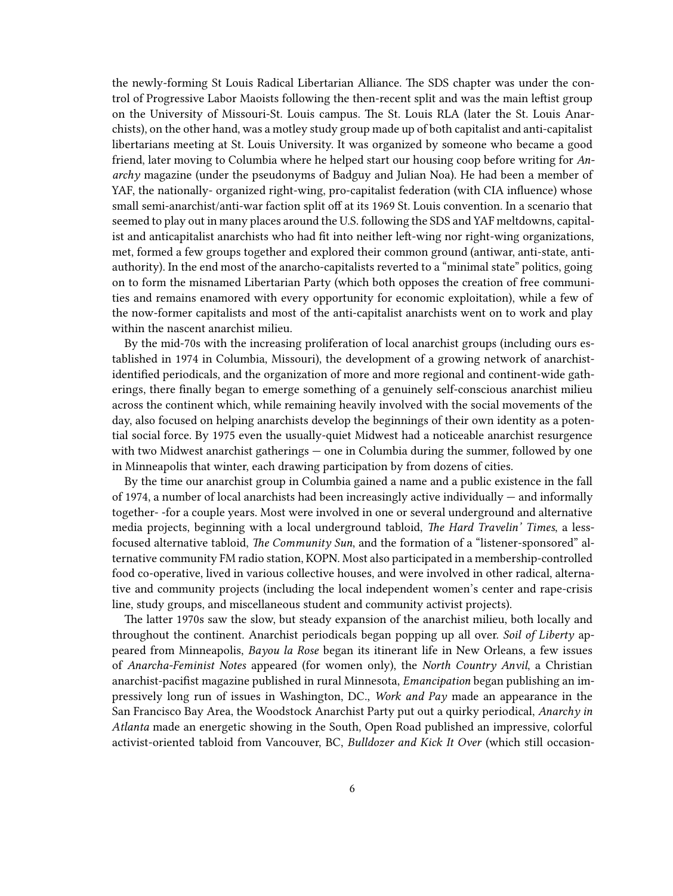the newly-forming St Louis Radical Libertarian Alliance. The SDS chapter was under the control of Progressive Labor Maoists following the then-recent split and was the main leftist group on the University of Missouri-St. Louis campus. The St. Louis RLA (later the St. Louis Anarchists), on the other hand, was a motley study group made up of both capitalist and anti-capitalist libertarians meeting at St. Louis University. It was organized by someone who became a good friend, later moving to Columbia where he helped start our housing coop before writing for *Anarchy* magazine (under the pseudonyms of Badguy and Julian Noa). He had been a member of YAF, the nationally- organized right-wing, pro-capitalist federation (with CIA influence) whose small semi-anarchist/anti-war faction split off at its 1969 St. Louis convention. In a scenario that seemed to play out in many places around the U.S. following the SDS and YAF meltdowns, capitalist and anticapitalist anarchists who had fit into neither left-wing nor right-wing organizations, met, formed a few groups together and explored their common ground (antiwar, anti-state, anti-authority). In the end most of the anarcho-capitalists reverted to a "minimal state" politics, going on to form the misnamed Libertarian Party (which both opposes the creation of free communities and remains enamored with every opportunity for economic exploitation), while a few of the now-former capitalists and most of the anti-capitalist anarchists went on to work and play within the nascent anarchist milieu.

By the mid-70s with the increasing proliferation of local anarchist groups (including ours established in 1974 in Columbia, Missouri), the development of a growing network of anarchist-identified periodicals, and the organization of more and more regional and continent-wide gatherings, there finally began to emerge something of a genuinely self-conscious anarchist milieu across the continent which, while remaining heavily involved with the social movements of the day, also focused on helping anarchists develop the beginnings of their own identity as a potential social force. By 1975 even the usually-quiet Midwest had a noticeable anarchist resurgence with two Midwest anarchist gatherings — one in Columbia during the summer, followed by one in Minneapolis that winter, each drawing participation by from dozens of cities.

By the time our anarchist group in Columbia gained a name and a public existence in the fall of 1974, a number of local anarchists had been increasingly active individually — and informally together- -for a couple years. Most were involved in one or several underground and alternative media projects, beginning with a local underground tabloid, *The Hard Travelin' Times*, a less-focused alternative tabloid, *The Community Sun*, and the formation of a "listener-sponsored" alternative community FM radio station, KOPN. Most also participated in a membership-controlled food co-operative, lived in various collective houses, and were involved in other radical, alternative and community projects (including the local independent women's center and rape-crisis line, study groups, and miscellaneous student and community activist projects).

The latter 1970s saw the slow, but steady expansion of the anarchist milieu, both locally and throughout the continent. Anarchist periodicals began popping up all over. *Soil of Liberty* appeared from Minneapolis, *Bayou la Rose* began its itinerant life in New Orleans, a few issues of *Anarcha-Feminist Notes* appeared (for women only), the *North Country Anvil*, a Christian anarchist-pacifist magazine published in rural Minnesota, *Emancipation* began publishing an impressively long run of issues in Washington, DC., *Work and Pay* made an appearance in the San Francisco Bay Area, the Woodstock Anarchist Party put out a quirky periodical, *Anarchy in Atlanta* made an energetic showing in the South, Open Road published an impressive, colorful activist-oriented tabloid from Vancouver, BC, *Bulldozer and Kick It Over* (which still occasion-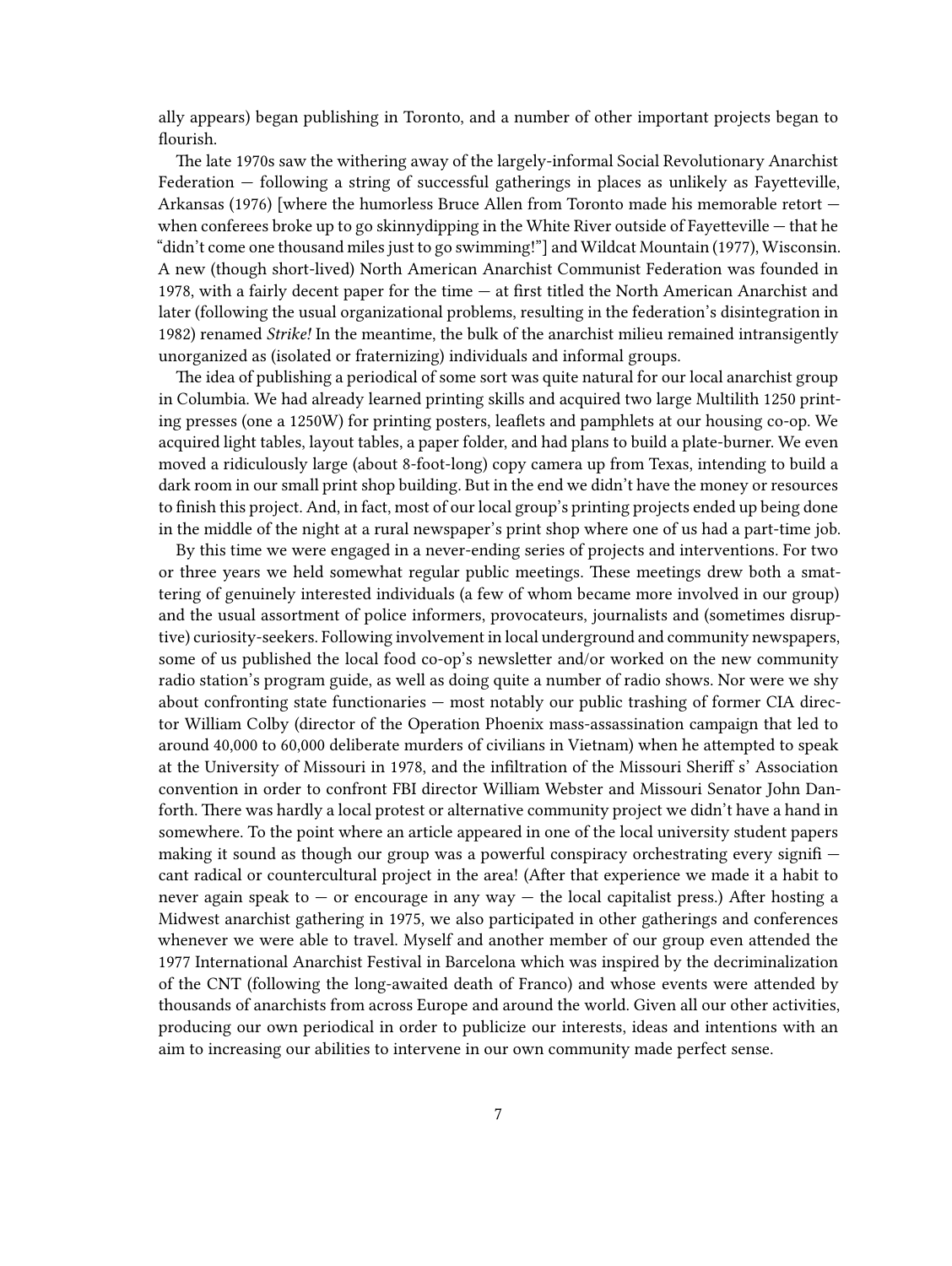ally appears) began publishing in Toronto, and a number of other important projects began to flourish.

The late 1970s saw the withering away of the largely-informal Social Revolutionary Anarchist Federation — following a string of successful gatherings in places as unlikely as Fayetteville, Arkansas (1976) [where the humorless Bruce Allen from Toronto made his memorable retort — when conferees broke up to go skinnydipping in the White River outside of Fayetteville — that he "didn't come one thousand miles just to go swimming!"] and Wildcat Mountain (1977), Wisconsin. A new (though short-lived) North American Anarchist Communist Federation was founded in 1978, with a fairly decent paper for the time — at first titled the North American Anarchist and later (following the usual organizational problems, resulting in the federation's disintegration in 1982) renamed *Strike!* In the meantime, the bulk of the anarchist milieu remained intransigently unorganized as (isolated or fraternizing) individuals and informal groups.

The idea of publishing a periodical of some sort was quite natural for our local anarchist group in Columbia. We had already learned printing skills and acquired two large Multilith 1250 printing presses (one a 1250W) for printing posters, leaflets and pamphlets at our housing co-op. We acquired light tables, layout tables, a paper folder, and had plans to build a plate-burner. We even moved a ridiculously large (about 8-foot-long) copy camera up from Texas, intending to build a dark room in our small print shop building. But in the end we didn't have the money or resources to finish this project. And, in fact, most of our local group's printing projects ended up being done in the middle of the night at a rural newspaper's print shop where one of us had a part-time job.

By this time we were engaged in a never-ending series of projects and interventions. For two or three years we held somewhat regular public meetings. These meetings drew both a smattering of genuinely interested individuals (a few of whom became more involved in our group) and the usual assortment of police informers, provocateurs, journalists and (sometimes disruptive) curiosity-seekers. Following involvement in local underground and community newspapers, some of us published the local food co-op's newsletter and/or worked on the new community radio station's program guide, as well as doing quite a number of radio shows. Nor were we shy about confronting state functionaries — most notably our public trashing of former CIA director William Colby (director of the Operation Phoenix mass-assassination campaign that led to around 40,000 to 60,000 deliberate murders of civilians in Vietnam) when he attempted to speak at the University of Missouri in 1978, and the infiltration of the Missouri Sheriff s' Association convention in order to confront FBI director William Webster and Missouri Senator John Danforth. There was hardly a local protest or alternative community project we didn't have a hand in somewhere. To the point where an article appeared in one of the local university student papers making it sound as though our group was a powerful conspiracy orchestrating every signifi — cant radical or countercultural project in the area! (After that experience we made it a habit to never again speak to — or encourage in any way — the local capitalist press.) After hosting a Midwest anarchist gathering in 1975, we also participated in other gatherings and conferences whenever we were able to travel. Myself and another member of our group even attended the 1977 International Anarchist Festival in Barcelona which was inspired by the decriminalization of the CNT (following the long-awaited death of Franco) and whose events were attended by thousands of anarchists from across Europe and around the world. Given all our other activities, producing our own periodical in order to publicize our interests, ideas and intentions with an aim to increasing our abilities to intervene in our own community made perfect sense.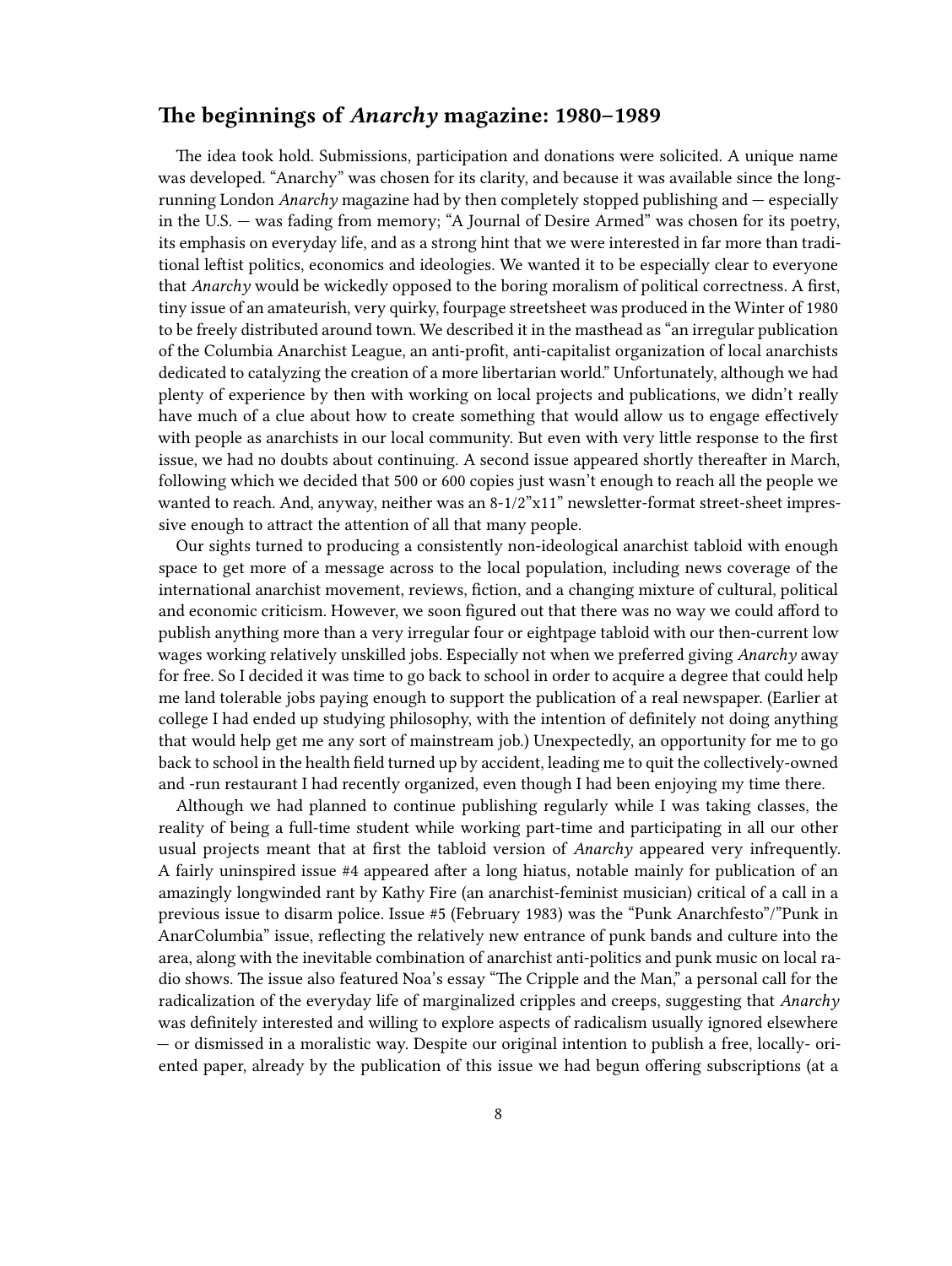## The beginnings of *Anarchy* magazine: 1980–1989

The idea took hold. Submissions, participation and donations were solicited. A unique name was developed. "Anarchy" was chosen for its clarity, and because it was available since the long-running London *Anarchy* magazine had by then completely stopped publishing and — especially in the U.S. — was fading from memory; "A Journal of Desire Armed" was chosen for its poetry, its emphasis on everyday life, and as a strong hint that we were interested in far more than traditional leftist politics, economics and ideologies. We wanted it to be especially clear to everyone that *Anarchy* would be wickedly opposed to the boring moralism of political correctness. A first, tiny issue of an amateurish, very quirky, fourpage streetsheet was produced in the Winter of 1980 to be freely distributed around town. We described it in the masthead as "an irregular publication of the Columbia Anarchist League, an anti-profit, anti-capitalist organization of local anarchists dedicated to catalyzing the creation of a more libertarian world." Unfortunately, although we had plenty of experience by then with working on local projects and publications, we didn't really have much of a clue about how to create something that would allow us to engage effectively with people as anarchists in our local community. But even with very little response to the first issue, we had no doubts about continuing. A second issue appeared shortly thereafter in March, following which we decided that 500 or 600 copies just wasn't enough to reach all the people we wanted to reach. And, anyway, neither was an 8-1/2"x11" newsletter-format street-sheet impressive enough to attract the attention of all that many people.

Our sights turned to producing a consistently non-ideological anarchist tabloid with enough space to get more of a message across to the local population, including news coverage of the international anarchist movement, reviews, fiction, and a changing mixture of cultural, political and economic criticism. However, we soon figured out that there was no way we could afford to publish anything more than a very irregular four or eightpage tabloid with our then-current low wages working relatively unskilled jobs. Especially not when we preferred giving *Anarchy* away for free. So I decided it was time to go back to school in order to acquire a degree that could help me land tolerable jobs paying enough to support the publication of a real newspaper. (Earlier at college I had ended up studying philosophy, with the intention of definitely not doing anything that would help get me any sort of mainstream job.) Unexpectedly, an opportunity for me to go back to school in the health field turned up by accident, leading me to quit the collectively-owned and -run restaurant I had recently organized, even though I had been enjoying my time there.

Although we had planned to continue publishing regularly while I was taking classes, the reality of being a full-time student while working part-time and participating in all our other usual projects meant that at first the tabloid version of *Anarchy* appeared very infrequently. A fairly uninspired issue #4 appeared after a long hiatus, notable mainly for publication of an amazingly longwinded rant by Kathy Fire (an anarchist-feminist musician) critical of a call in a previous issue to disarm police. Issue #5 (February 1983) was the "Punk Anarchfesto"/"Punk in AnarColumbia" issue, reflecting the relatively new entrance of punk bands and culture into the area, along with the inevitable combination of anarchist anti-politics and punk music on local radio shows. The issue also featured Noa's essay "The Cripple and the Man," a personal call for the radicalization of the everyday life of marginalized cripples and creeps, suggesting that *Anarchy* was definitely interested and willing to explore aspects of radicalism usually ignored elsewhere — or dismissed in a moralistic way. Despite our original intention to publish a free, locally- oriented paper, already by the publication of this issue we had begun offering subscriptions (at a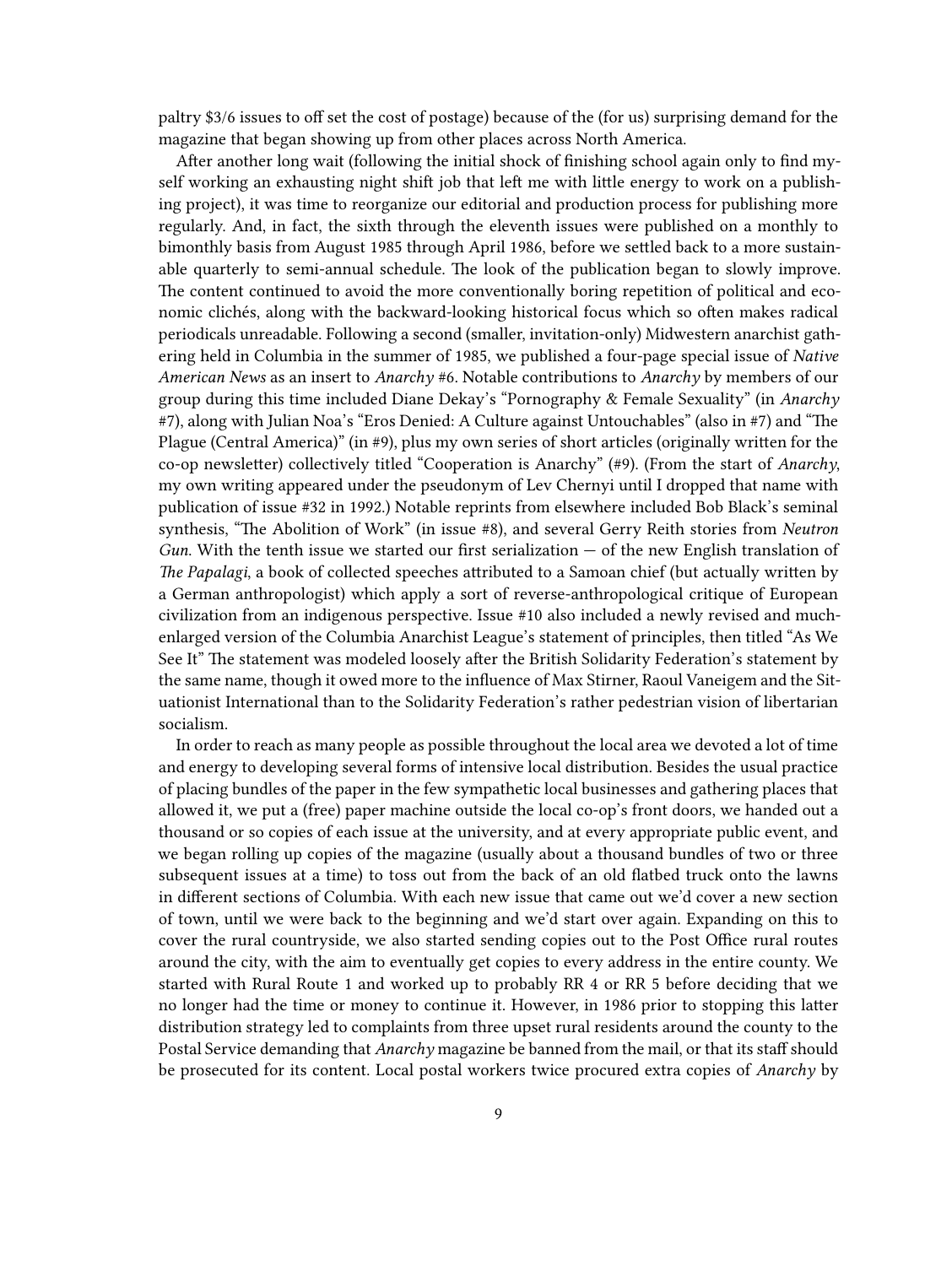paltry $3/6 issues to off set the cost of postage) because of the (for us) surprising demand for the magazine that began showing up from other places across North America.

After another long wait (following the initial shock of finishing school again only to find myself working an exhausting night shift job that left me with little energy to work on a publishing project), it was time to reorganize our editorial and production process for publishing more regularly. And, in fact, the sixth through the eleventh issues were published on a monthly to bimonthly basis from August 1985 through April 1986, before we settled back to a more sustainable quarterly to semi-annual schedule. The look of the publication began to slowly improve. The content continued to avoid the more conventionally boring repetition of political and economic clichés, along with the backward-looking historical focus which so often makes radical periodicals unreadable. Following a second (smaller, invitation-only) Midwestern anarchist gathering held in Columbia in the summer of 1985, we published a four-page special issue of *Native American News* as an insert to *Anarchy* #6. Notable contributions to *Anarchy* by members of our group during this time included Diane Dekay's "Pornography & Female Sexuality" (in *Anarchy* #7), along with Julian Noa's "Eros Denied: A Culture against Untouchables" (also in #7) and "The Plague (Central America)" (in #9), plus my own series of short articles (originally written for the co-op newsletter) collectively titled "Cooperation is Anarchy" (#9). (From the start of *Anarchy*, my own writing appeared under the pseudonym of Lev Chernyi until I dropped that name with publication of issue #32 in 1992.) Notable reprints from elsewhere included Bob Black's seminal synthesis, "The Abolition of Work" (in issue #8), and several Gerry Reith stories from *Neutron Gun*. With the tenth issue we started our first serialization — of the new English translation of *The Papalagi*, a book of collected speeches attributed to a Samoan chief (but actually written by a German anthropologist) which apply a sort of reverse-anthropological critique of European civilization from an indigenous perspective. Issue #10 also included a newly revised and much-enlarged version of the Columbia Anarchist League's statement of principles, then titled "As We See It" The statement was modeled loosely after the British Solidarity Federation's statement by the same name, though it owed more to the influence of Max Stirner, Raoul Vaneigem and the Situationist International than to the Solidarity Federation's rather pedestrian vision of libertarian socialism.

In order to reach as many people as possible throughout the local area we devoted a lot of time and energy to developing several forms of intensive local distribution. Besides the usual practice of placing bundles of the paper in the few sympathetic local businesses and gathering places that allowed it, we put a (free) paper machine outside the local co-op's front doors, we handed out a thousand or so copies of each issue at the university, and at every appropriate public event, and we began rolling up copies of the magazine (usually about a thousand bundles of two or three subsequent issues at a time) to toss out from the back of an old flatbed truck onto the lawns in different sections of Columbia. With each new issue that came out we'd cover a new section of town, until we were back to the beginning and we'd start over again. Expanding on this to cover the rural countryside, we also started sending copies out to the Post Office rural routes around the city, with the aim to eventually get copies to every address in the entire county. We started with Rural Route 1 and worked up to probably RR 4 or RR 5 before deciding that we no longer had the time or money to continue it. However, in 1986 prior to stopping this latter distribution strategy led to complaints from three upset rural residents around the county to the Postal Service demanding that *Anarchy* magazine be banned from the mail, or that its staff should be prosecuted for its content. Local postal workers twice procured extra copies of *Anarchy* by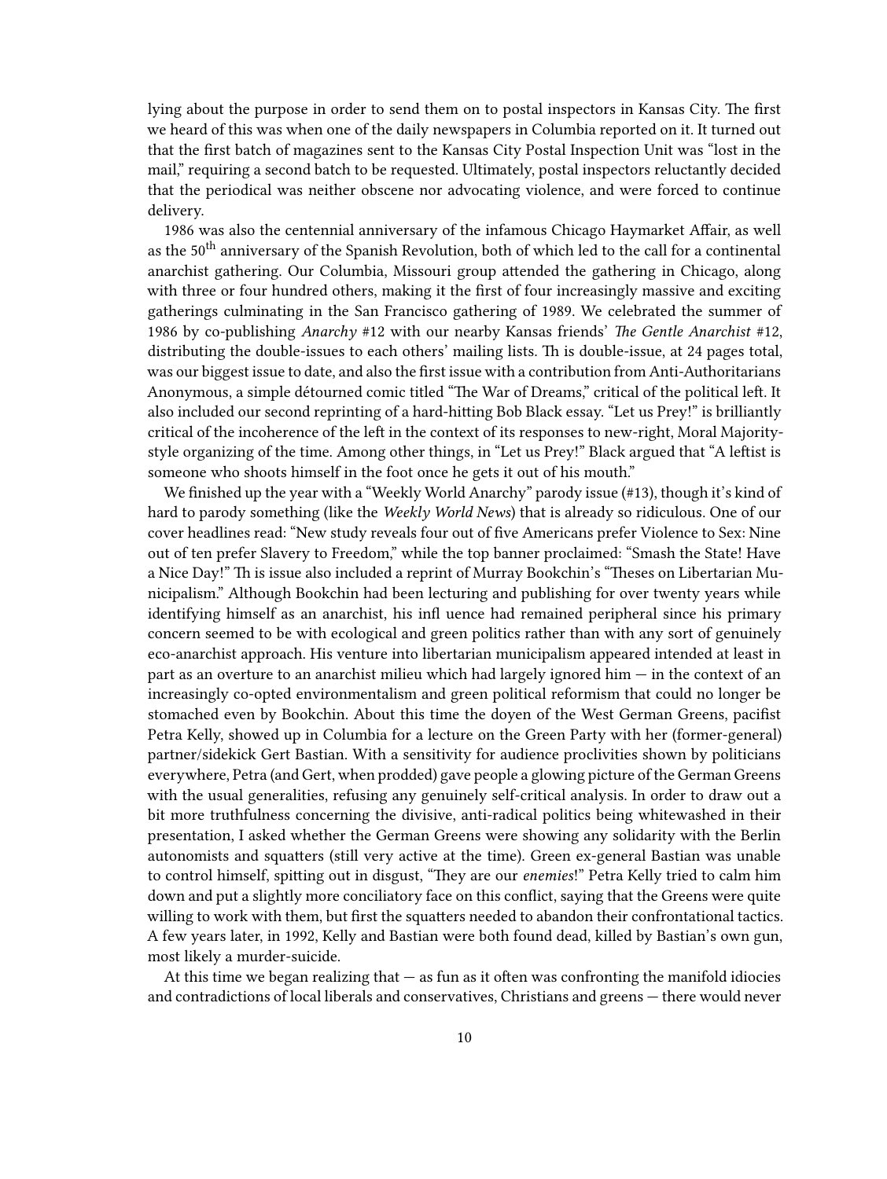lying about the purpose in order to send them on to postal inspectors in Kansas City. The first we heard of this was when one of the daily newspapers in Columbia reported on it. It turned out that the first batch of magazines sent to the Kansas City Postal Inspection Unit was "lost in the mail," requiring a second batch to be requested. Ultimately, postal inspectors reluctantly decided that the periodical was neither obscene nor advocating violence, and were forced to continue delivery.

1986 was also the centennial anniversary of the infamous Chicago Haymarket Affair, as well as the 50th anniversary of the Spanish Revolution, both of which led to the call for a continental anarchist gathering. Our Columbia, Missouri group attended the gathering in Chicago, along with three or four hundred others, making it the first of four increasingly massive and exciting gatherings culminating in the San Francisco gathering of 1989. We celebrated the summer of 1986 by co-publishing *Anarchy* #12 with our nearby Kansas friends' *The Gentle Anarchist* #12, distributing the double-issues to each others' mailing lists. This double-issue, at 24 pages total, was our biggest issue to date, and also the first issue with a contribution from Anti-Authoritarians Anonymous, a simple détourned comic titled "The War of Dreams," critical of the political left. It also included our second reprinting of a hard-hitting Bob Black essay. "Let us Prey!" is brilliantly critical of the incoherence of the left in the context of its responses to new-right, Moral Majority-style organizing of the time. Among other things, in "Let us Prey!" Black argued that "A leftist is someone who shoots himself in the foot once he gets it out of his mouth."

We finished up the year with a "Weekly World Anarchy" parody issue (#13), though it's kind of hard to parody something (like the *Weekly World News*) that is already so ridiculous. One of our cover headlines read: "New study reveals four out of five Americans prefer Violence to Sex: Nine out of ten prefer Slavery to Freedom," while the top banner proclaimed: "Smash the State! Have a Nice Day!" This issue also included a reprint of Murray Bookchin's "Theses on Libertarian Municipalism." Although Bookchin had been lecturing and publishing for over twenty years while identifying himself as an anarchist, his influence had remained peripheral since his primary concern seemed to be with ecological and green politics rather than with any sort of genuinely eco-anarchist approach. His venture into libertarian municipalism appeared intended at least in part as an overture to an anarchist milieu which had largely ignored him — in the context of an increasingly co-opted environmentalism and green political reformism that could no longer be stomached even by Bookchin. About this time the doyen of the West German Greens, pacifist Petra Kelly, showed up in Columbia for a lecture on the Green Party with her (former-general) partner/sidekick Gert Bastian. With a sensitivity for audience proclivities shown by politicians everywhere, Petra (and Gert, when prodded) gave people a glowing picture of the German Greens with the usual generalities, refusing any genuinely self-critical analysis. In order to draw out a bit more truthfulness concerning the divisive, anti-radical politics being whitewashed in their presentation, I asked whether the German Greens were showing any solidarity with the Berlin autonomists and squatters (still very active at the time). Green ex-general Bastian was unable to control himself, spitting out in disgust, "They are our *enemies*!" Petra Kelly tried to calm him down and put a slightly more conciliatory face on this conflict, saying that the Greens were quite willing to work with them, but first the squatters needed to abandon their confrontational tactics. A few years later, in 1992, Kelly and Bastian were both found dead, killed by Bastian's own gun, most likely a murder-suicide.

At this time we began realizing that — as fun as it often was confronting the manifold idiocies and contradictions of local liberals and conservatives, Christians and greens — there would never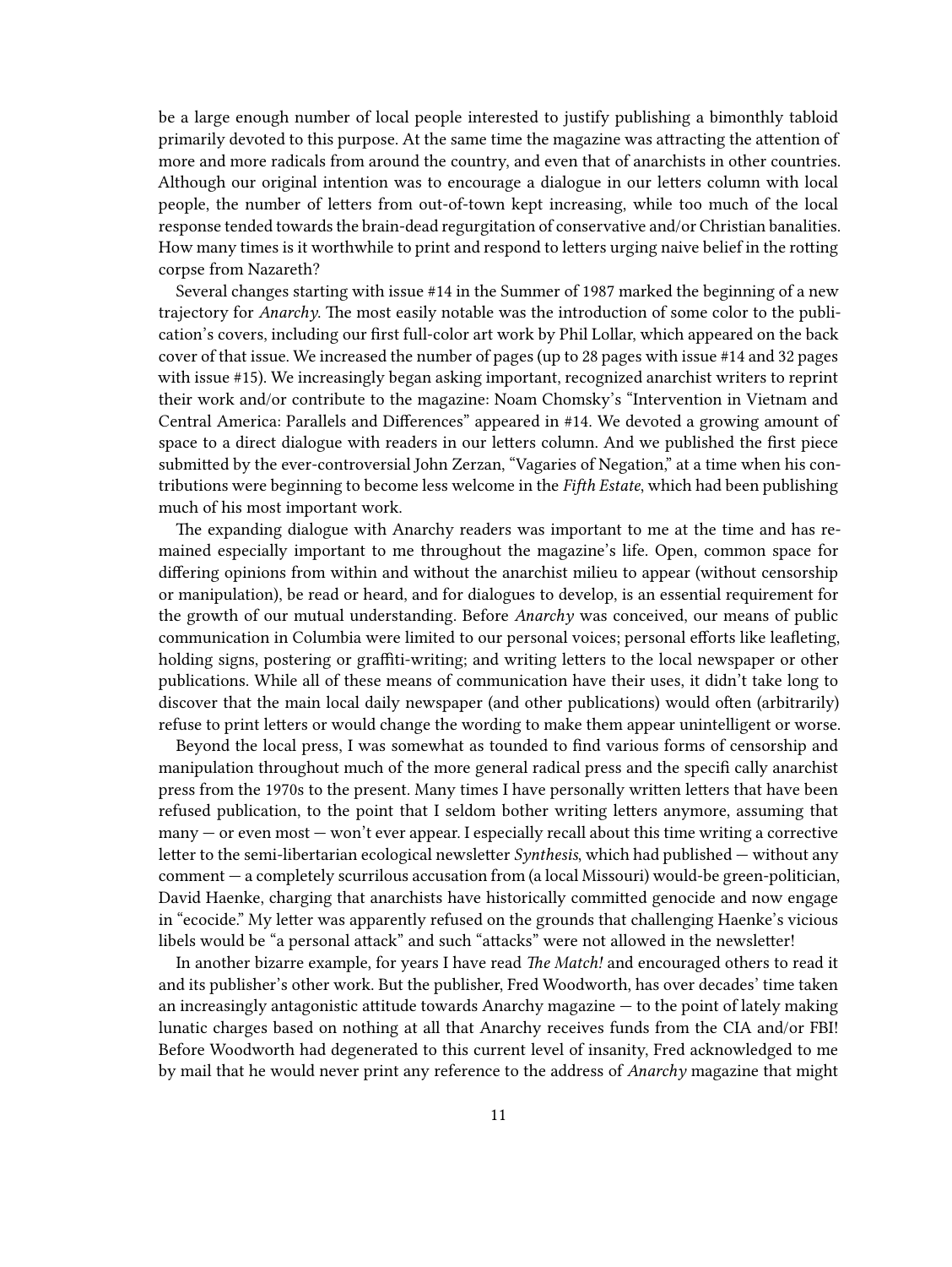be a large enough number of local people interested to justify publishing a bimonthly tabloid primarily devoted to this purpose. At the same time the magazine was attracting the attention of more and more radicals from around the country, and even that of anarchists in other countries. Although our original intention was to encourage a dialogue in our letters column with local people, the number of letters from out-of-town kept increasing, while too much of the local response tended towards the brain-dead regurgitation of conservative and/or Christian banalities. How many times is it worthwhile to print and respond to letters urging naive belief in the rotting corpse from Nazareth?

Several changes starting with issue #14 in the Summer of 1987 marked the beginning of a new trajectory for *Anarchy*. The most easily notable was the introduction of some color to the publication's covers, including our first full-color art work by Phil Lollar, which appeared on the back cover of that issue. We increased the number of pages (up to 28 pages with issue #14 and 32 pages with issue #15). We increasingly began asking important, recognized anarchist writers to reprint their work and/or contribute to the magazine: Noam Chomsky's "Intervention in Vietnam and Central America: Parallels and Differences" appeared in #14. We devoted a growing amount of space to a direct dialogue with readers in our letters column. And we published the first piece submitted by the ever-controversial John Zerzan, "Vagaries of Negation," at a time when his contributions were beginning to become less welcome in the *Fifth Estate*, which had been publishing much of his most important work.

The expanding dialogue with Anarchy readers was important to me at the time and has remained especially important to me throughout the magazine's life. Open, common space for differing opinions from within and without the anarchist milieu to appear (without censorship or manipulation), be read or heard, and for dialogues to develop, is an essential requirement for the growth of our mutual understanding. Before *Anarchy* was conceived, our means of public communication in Columbia were limited to our personal voices; personal efforts like leafleting, holding signs, postering or graffiti-writing; and writing letters to the local newspaper or other publications. While all of these means of communication have their uses, it didn't take long to discover that the main local daily newspaper (and other publications) would often (arbitrarily) refuse to print letters or would change the wording to make them appear unintelligent or worse.

Beyond the local press, I was somewhat as tounded to find various forms of censorship and manipulation throughout much of the more general radical press and the specifi cally anarchist press from the 1970s to the present. Many times I have personally written letters that have been refused publication, to the point that I seldom bother writing letters anymore, assuming that many — or even most — won't ever appear. I especially recall about this time writing a corrective letter to the semi-libertarian ecological newsletter *Synthesis*, which had published — without any comment — a completely scurrilous accusation from (a local Missouri) would-be green-politician, David Haenke, charging that anarchists have historically committed genocide and now engage in "ecocide." My letter was apparently refused on the grounds that challenging Haenke's vicious libels would be "a personal attack" and such "attacks" were not allowed in the newsletter!

In another bizarre example, for years I have read *The Match!* and encouraged others to read it and its publisher's other work. But the publisher, Fred Woodworth, has over decades' time taken an increasingly antagonistic attitude towards Anarchy magazine — to the point of lately making lunatic charges based on nothing at all that Anarchy receives funds from the CIA and/or FBI! Before Woodworth had degenerated to this current level of insanity, Fred acknowledged to me by mail that he would never print any reference to the address of *Anarchy* magazine that might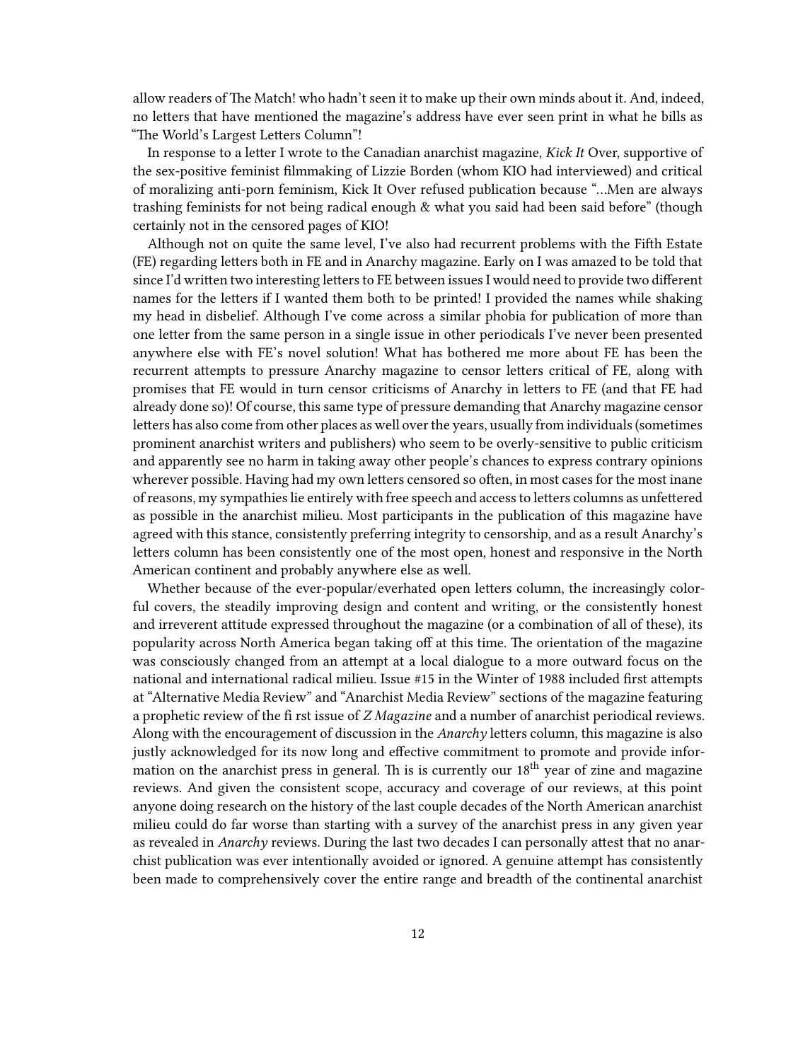allow readers of The Match! who hadn't seen it to make up their own minds about it. And, indeed, no letters that have mentioned the magazine's address have ever seen print in what he bills as "The World's Largest Letters Column"!

In response to a letter I wrote to the Canadian anarchist magazine, *Kick It* Over, supportive of the sex-positive feminist filmmaking of Lizzie Borden (whom KIO had interviewed) and critical of moralizing anti-porn feminism, Kick It Over refused publication because "…Men are always trashing feminists for not being radical enough & what you said had been said before" (though certainly not in the censored pages of KIO!

Although not on quite the same level, I've also had recurrent problems with the Fifth Estate (FE) regarding letters both in FE and in Anarchy magazine. Early on I was amazed to be told that since I'd written two interesting letters to FE between issues I would need to provide two different names for the letters if I wanted them both to be printed! I provided the names while shaking my head in disbelief. Although I've come across a similar phobia for publication of more than one letter from the same person in a single issue in other periodicals I've never been presented anywhere else with FE's novel solution! What has bothered me more about FE has been the recurrent attempts to pressure Anarchy magazine to censor letters critical of FE, along with promises that FE would in turn censor criticisms of Anarchy in letters to FE (and that FE had already done so)! Of course, this same type of pressure demanding that Anarchy magazine censor letters has also come from other places as well over the years, usually from individuals (sometimes prominent anarchist writers and publishers) who seem to be overly-sensitive to public criticism and apparently see no harm in taking away other people's chances to express contrary opinions wherever possible. Having had my own letters censored so often, in most cases for the most inane of reasons, my sympathies lie entirely with free speech and access to letters columns as unfettered as possible in the anarchist milieu. Most participants in the publication of this magazine have agreed with this stance, consistently preferring integrity to censorship, and as a result Anarchy's letters column has been consistently one of the most open, honest and responsive in the North American continent and probably anywhere else as well.

Whether because of the ever-popular/everhated open letters column, the increasingly colorful covers, the steadily improving design and content and writing, or the consistently honest and irreverent attitude expressed throughout the magazine (or a combination of all of these), its popularity across North America began taking off at this time. The orientation of the magazine was consciously changed from an attempt at a local dialogue to a more outward focus on the national and international radical milieu. Issue #15 in the Winter of 1988 included first attempts at "Alternative Media Review" and "Anarchist Media Review" sections of the magazine featuring a prophetic review of the fi rst issue of *Z Magazine* and a number of anarchist periodical reviews. Along with the encouragement of discussion in the *Anarchy* letters column, this magazine is also justly acknowledged for its now long and effective commitment to promote and provide information on the anarchist press in general. Th is is currently our 18th year of zine and magazine reviews. And given the consistent scope, accuracy and coverage of our reviews, at this point anyone doing research on the history of the last couple decades of the North American anarchist milieu could do far worse than starting with a survey of the anarchist press in any given year as revealed in *Anarchy* reviews. During the last two decades I can personally attest that no anarchist publication was ever intentionally avoided or ignored. A genuine attempt has consistently been made to comprehensively cover the entire range and breadth of the continental anarchist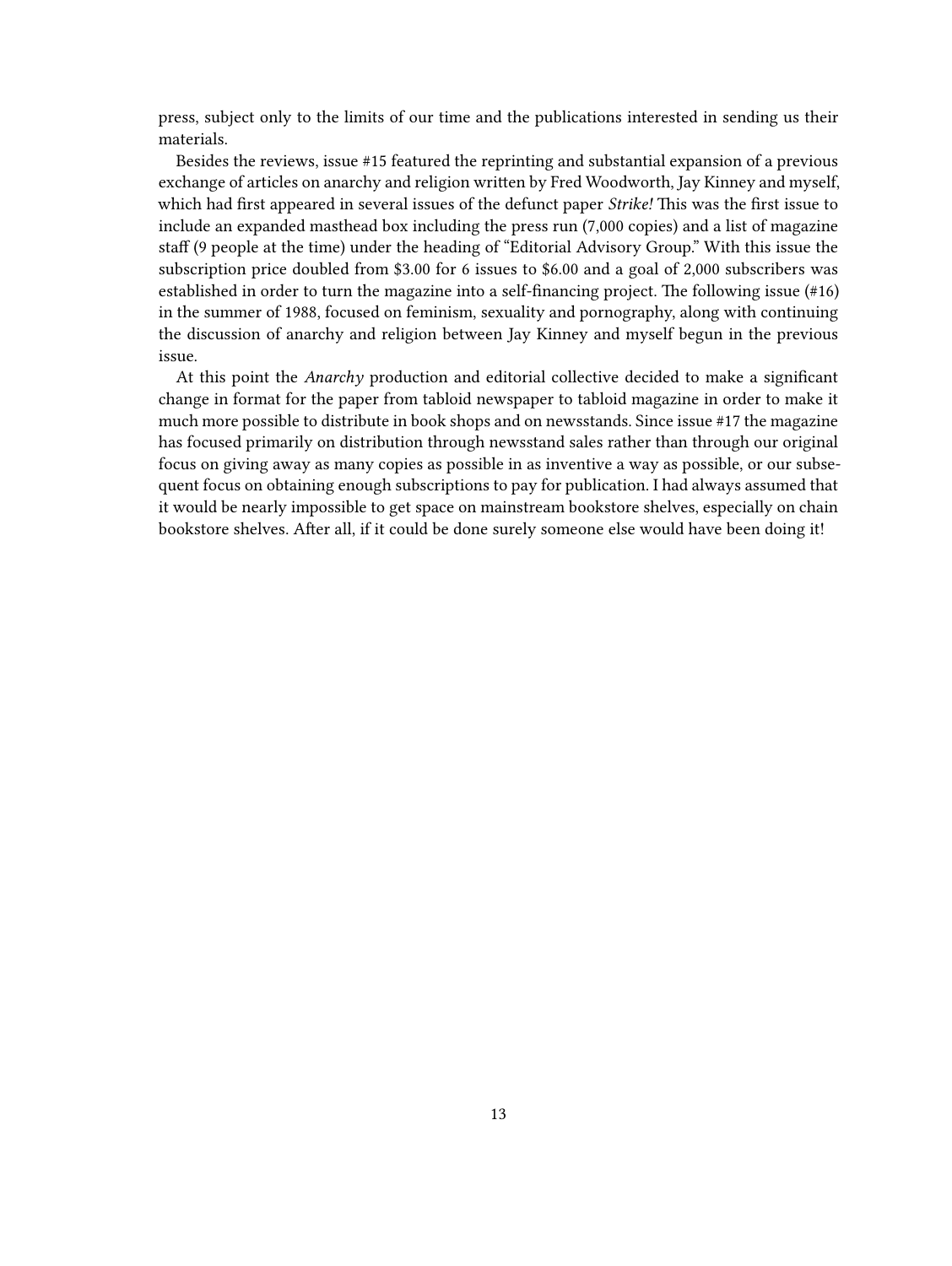press, subject only to the limits of our time and the publications interested in sending us their materials.

Besides the reviews, issue #15 featured the reprinting and substantial expansion of a previous exchange of articles on anarchy and religion written by Fred Woodworth, Jay Kinney and myself, which had first appeared in several issues of the defunct paper *Strike!* This was the first issue to include an expanded masthead box including the press run (7,000 copies) and a list of magazine staff (9 people at the time) under the heading of "Editorial Advisory Group." With this issue the subscription price doubled from $3.00 for 6 issues to $6.00 and a goal of 2,000 subscribers was established in order to turn the magazine into a self-financing project. The following issue (#16) in the summer of 1988, focused on feminism, sexuality and pornography, along with continuing the discussion of anarchy and religion between Jay Kinney and myself begun in the previous issue.

At this point the *Anarchy* production and editorial collective decided to make a significant change in format for the paper from tabloid newspaper to tabloid magazine in order to make it much more possible to distribute in book shops and on newsstands. Since issue #17 the magazine has focused primarily on distribution through newsstand sales rather than through our original focus on giving away as many copies as possible in as inventive a way as possible, or our subsequent focus on obtaining enough subscriptions to pay for publication. I had always assumed that it would be nearly impossible to get space on mainstream bookstore shelves, especially on chain bookstore shelves. After all, if it could be done surely someone else would have been doing it!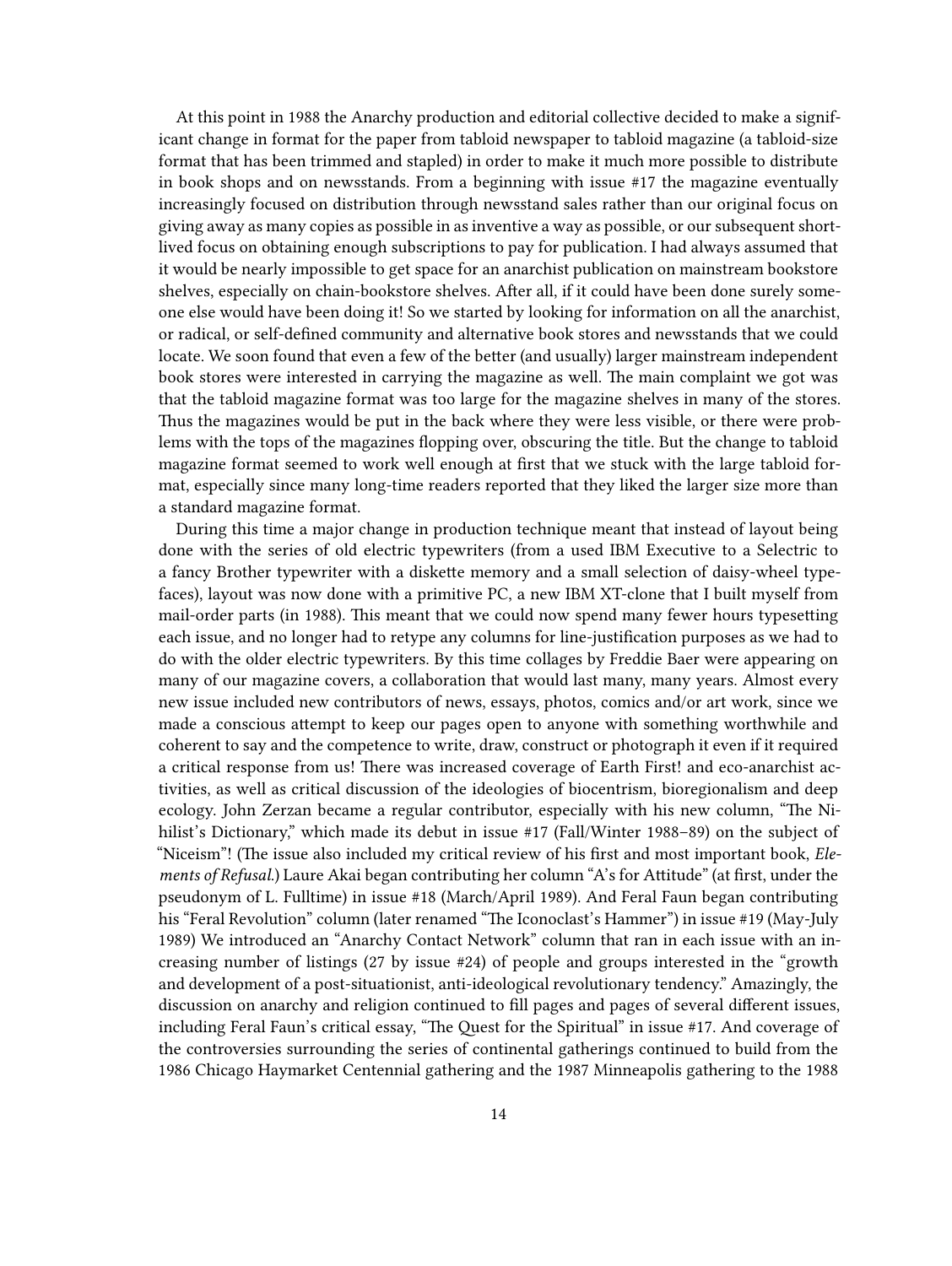At this point in 1988 the Anarchy production and editorial collective decided to make a significant change in format for the paper from tabloid newspaper to tabloid magazine (a tabloid-size format that has been trimmed and stapled) in order to make it much more possible to distribute in book shops and on newsstands. From a beginning with issue #17 the magazine eventually increasingly focused on distribution through newsstand sales rather than our original focus on giving away as many copies as possible in as inventive a way as possible, or our subsequent short-lived focus on obtaining enough subscriptions to pay for publication. I had always assumed that it would be nearly impossible to get space for an anarchist publication on mainstream bookstore shelves, especially on chain-bookstore shelves. After all, if it could have been done surely someone else would have been doing it! So we started by looking for information on all the anarchist, or radical, or self-defined community and alternative book stores and newsstands that we could locate. We soon found that even a few of the better (and usually) larger mainstream independent book stores were interested in carrying the magazine as well. The main complaint we got was that the tabloid magazine format was too large for the magazine shelves in many of the stores. Thus the magazines would be put in the back where they were less visible, or there were problems with the tops of the magazines flopping over, obscuring the title. But the change to tabloid magazine format seemed to work well enough at first that we stuck with the large tabloid format, especially since many long-time readers reported that they liked the larger size more than a standard magazine format.

During this time a major change in production technique meant that instead of layout being done with the series of old electric typewriters (from a used IBM Executive to a Selectric to a fancy Brother typewriter with a diskette memory and a small selection of daisy-wheel typefaces), layout was now done with a primitive PC, a new IBM XT-clone that I built myself from mail-order parts (in 1988). This meant that we could now spend many fewer hours typesetting each issue, and no longer had to retype any columns for line-justification purposes as we had to do with the older electric typewriters. By this time collages by Freddie Baer were appearing on many of our magazine covers, a collaboration that would last many, many years. Almost every new issue included new contributors of news, essays, photos, comics and/or art work, since we made a conscious attempt to keep our pages open to anyone with something worthwhile and coherent to say and the competence to write, draw, construct or photograph it even if it required a critical response from us! There was increased coverage of Earth First! and eco-anarchist activities, as well as critical discussion of the ideologies of biocentrism, bioregionalism and deep ecology. John Zerzan became a regular contributor, especially with his new column, "The Nihilist's Dictionary," which made its debut in issue #17 (Fall/Winter 1988–89) on the subject of "Niceism"! (The issue also included my critical review of his first and most important book, *Elements of Refusal*.) Laure Akai began contributing her column "A's for Attitude" (at first, under the pseudonym of L. Fulltime) in issue #18 (March/April 1989). And Feral Faun began contributing his "Feral Revolution" column (later renamed "The Iconoclast's Hammer") in issue #19 (May-July 1989) We introduced an "Anarchy Contact Network" column that ran in each issue with an increasing number of listings (27 by issue #24) of people and groups interested in the "growth and development of a post-situationist, anti-ideological revolutionary tendency." Amazingly, the discussion on anarchy and religion continued to fill pages and pages of several different issues, including Feral Faun's critical essay, "The Quest for the Spiritual" in issue #17. And coverage of the controversies surrounding the series of continental gatherings continued to build from the 1986 Chicago Haymarket Centennial gathering and the 1987 Minneapolis gathering to the 1988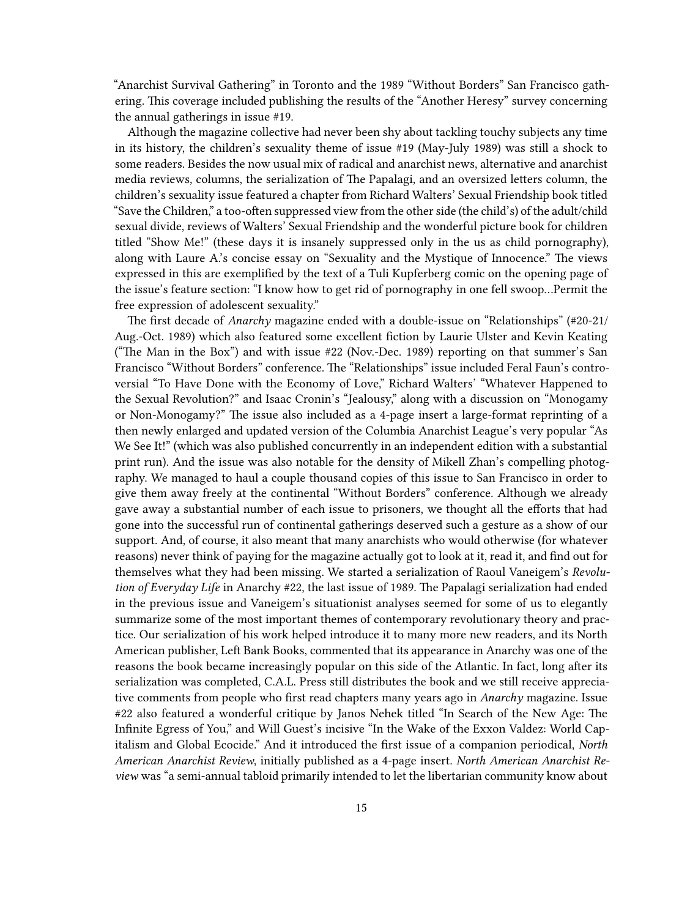"Anarchist Survival Gathering" in Toronto and the 1989 "Without Borders" San Francisco gathering. This coverage included publishing the results of the "Another Heresy" survey concerning the annual gatherings in issue #19.

Although the magazine collective had never been shy about tackling touchy subjects any time in its history, the children's sexuality theme of issue #19 (May-July 1989) was still a shock to some readers. Besides the now usual mix of radical and anarchist news, alternative and anarchist media reviews, columns, the serialization of The Papalagi, and an oversized letters column, the children's sexuality issue featured a chapter from Richard Walters' Sexual Friendship book titled "Save the Children," a too-often suppressed view from the other side (the child's) of the adult/child sexual divide, reviews of Walters' Sexual Friendship and the wonderful picture book for children titled "Show Me!" (these days it is insanely suppressed only in the us as child pornography), along with Laure A.'s concise essay on "Sexuality and the Mystique of Innocence." The views expressed in this are exemplified by the text of a Tuli Kupferberg comic on the opening page of the issue's feature section: "I know how to get rid of pornography in one fell swoop…Permit the free expression of adolescent sexuality."

The first decade of *Anarchy* magazine ended with a double-issue on "Relationships" (#20-21/ Aug.-Oct. 1989) which also featured some excellent fiction by Laurie Ulster and Kevin Keating ("The Man in the Box") and with issue #22 (Nov.-Dec. 1989) reporting on that summer's San Francisco "Without Borders" conference. The "Relationships" issue included Feral Faun's controversial "To Have Done with the Economy of Love," Richard Walters' "Whatever Happened to the Sexual Revolution?" and Isaac Cronin's "Jealousy," along with a discussion on "Monogamy or Non-Monogamy?" The issue also included as a 4-page insert a large-format reprinting of a then newly enlarged and updated version of the Columbia Anarchist League's very popular "As We See It!" (which was also published concurrently in an independent edition with a substantial print run). And the issue was also notable for the density of Mikell Zhan's compelling photography. We managed to haul a couple thousand copies of this issue to San Francisco in order to give them away freely at the continental "Without Borders" conference. Although we already gave away a substantial number of each issue to prisoners, we thought all the efforts that had gone into the successful run of continental gatherings deserved such a gesture as a show of our support. And, of course, it also meant that many anarchists who would otherwise (for whatever reasons) never think of paying for the magazine actually got to look at it, read it, and find out for themselves what they had been missing. We started a serialization of Raoul Vaneigem's *Revolution of Everyday Life* in Anarchy #22, the last issue of 1989. The Papalagi serialization had ended in the previous issue and Vaneigem's situationist analyses seemed for some of us to elegantly summarize some of the most important themes of contemporary revolutionary theory and practice. Our serialization of his work helped introduce it to many more new readers, and its North American publisher, Left Bank Books, commented that its appearance in Anarchy was one of the reasons the book became increasingly popular on this side of the Atlantic. In fact, long after its serialization was completed, C.A.L. Press still distributes the book and we still receive appreciative comments from people who first read chapters many years ago in *Anarchy* magazine. Issue #22 also featured a wonderful critique by Janos Nehek titled "In Search of the New Age: The Infinite Egress of You," and Will Guest's incisive "In the Wake of the Exxon Valdez: World Capitalism and Global Ecocide." And it introduced the first issue of a companion periodical, *North American Anarchist Review*, initially published as a 4-page insert. *North American Anarchist Review* was "a semi-annual tabloid primarily intended to let the libertarian community know about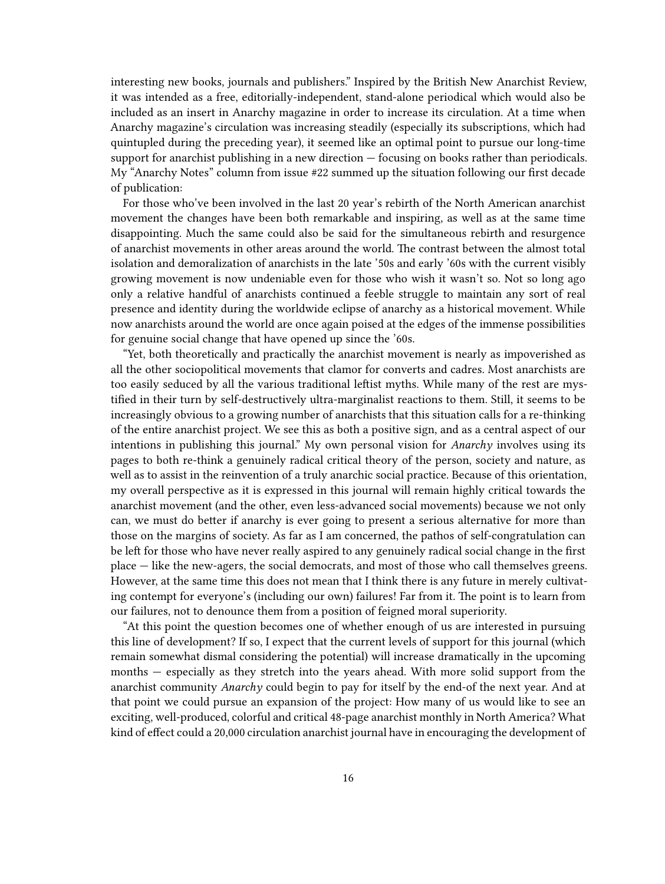interesting new books, journals and publishers." Inspired by the British New Anarchist Review, it was intended as a free, editorially-independent, stand-alone periodical which would also be included as an insert in Anarchy magazine in order to increase its circulation. At a time when Anarchy magazine's circulation was increasing steadily (especially its subscriptions, which had quintupled during the preceding year), it seemed like an optimal point to pursue our long-time support for anarchist publishing in a new direction — focusing on books rather than periodicals. My "Anarchy Notes" column from issue #22 summed up the situation following our first decade of publication:

For those who've been involved in the last 20 year's rebirth of the North American anarchist movement the changes have been both remarkable and inspiring, as well as at the same time disappointing. Much the same could also be said for the simultaneous rebirth and resurgence of anarchist movements in other areas around the world. The contrast between the almost total isolation and demoralization of anarchists in the late '50s and early '60s with the current visibly growing movement is now undeniable even for those who wish it wasn't so. Not so long ago only a relative handful of anarchists continued a feeble struggle to maintain any sort of real presence and identity during the worldwide eclipse of anarchy as a historical movement. While now anarchists around the world are once again poised at the edges of the immense possibilities for genuine social change that have opened up since the '60s.

"Yet, both theoretically and practically the anarchist movement is nearly as impoverished as all the other sociopolitical movements that clamor for converts and cadres. Most anarchists are too easily seduced by all the various traditional leftist myths. While many of the rest are mystified in their turn by self-destructively ultra-marginalist reactions to them. Still, it seems to be increasingly obvious to a growing number of anarchists that this situation calls for a re-thinking of the entire anarchist project. We see this as both a positive sign, and as a central aspect of our intentions in publishing this journal." My own personal vision for *Anarchy* involves using its pages to both re-think a genuinely radical critical theory of the person, society and nature, as well as to assist in the reinvention of a truly anarchic social practice. Because of this orientation, my overall perspective as it is expressed in this journal will remain highly critical towards the anarchist movement (and the other, even less-advanced social movements) because we not only can, we must do better if anarchy is ever going to present a serious alternative for more than those on the margins of society. As far as I am concerned, the pathos of self-congratulation can be left for those who have never really aspired to any genuinely radical social change in the first place — like the new-agers, the social democrats, and most of those who call themselves greens. However, at the same time this does not mean that I think there is any future in merely cultivating contempt for everyone's (including our own) failures! Far from it. The point is to learn from our failures, not to denounce them from a position of feigned moral superiority.

"At this point the question becomes one of whether enough of us are interested in pursuing this line of development? If so, I expect that the current levels of support for this journal (which remain somewhat dismal considering the potential) will increase dramatically in the upcoming months — especially as they stretch into the years ahead. With more solid support from the anarchist community *Anarchy* could begin to pay for itself by the end-of the next year. And at that point we could pursue an expansion of the project: How many of us would like to see an exciting, well-produced, colorful and critical 48-page anarchist monthly in North America? What kind of effect could a 20,000 circulation anarchist journal have in encouraging the development of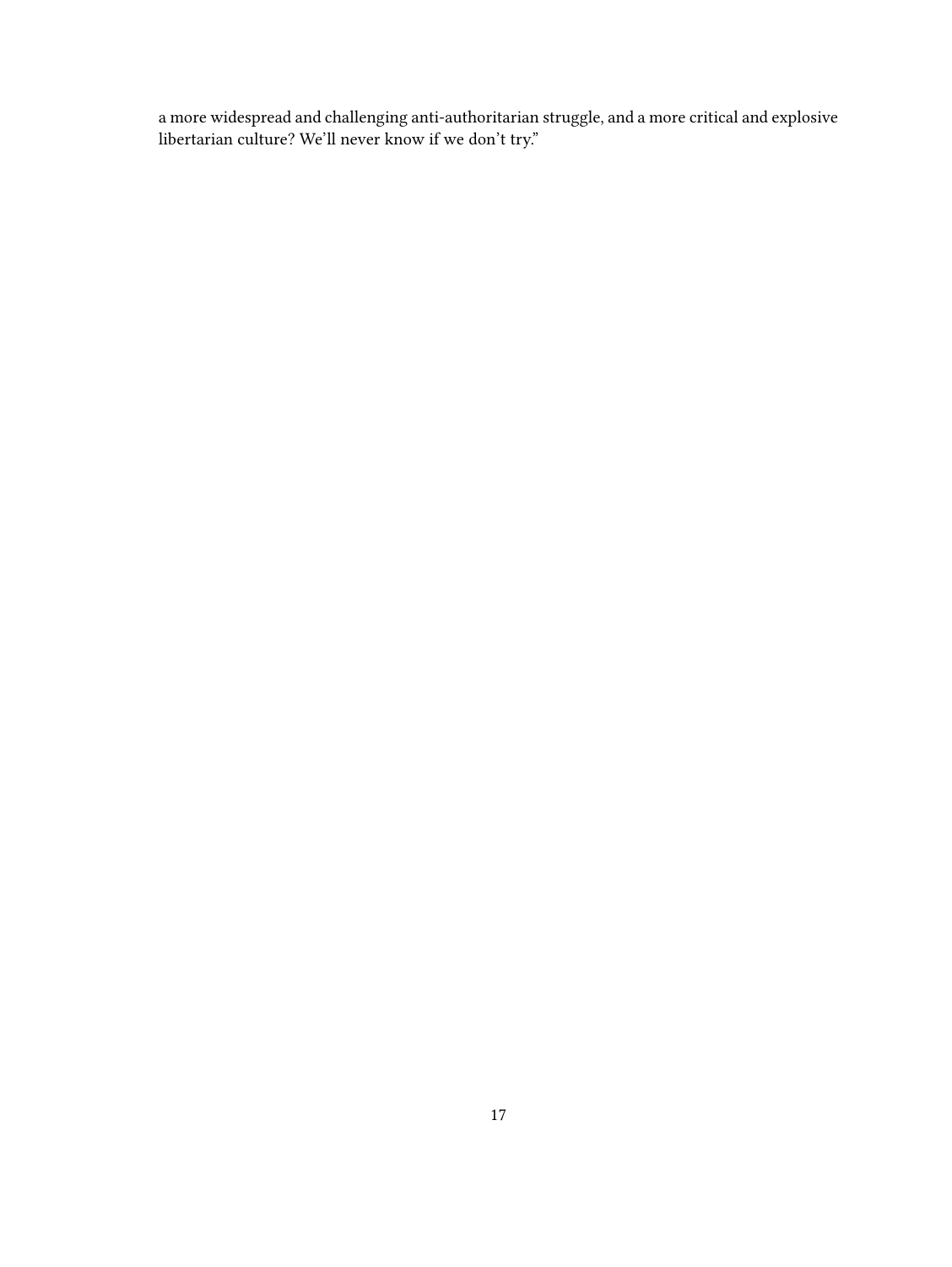a more widespread and challenging anti-authoritarian struggle, and a more critical and explosive libertarian culture? We'll never know if we don't try."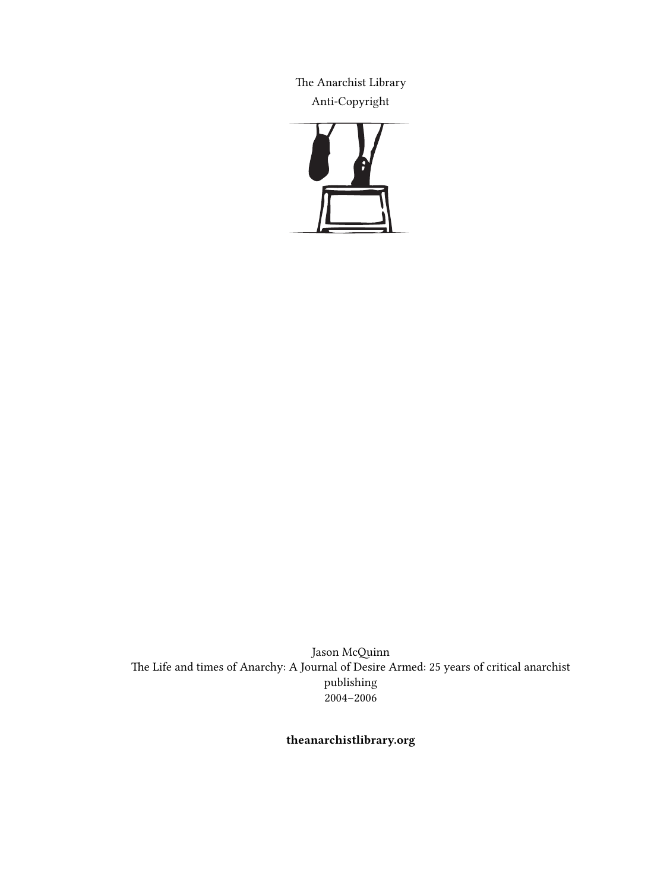The Anarchist Library
Anti-Copyright

Jason McQuinn
The Life and times of Anarchy: A Journal of Desire Armed: 25 years of critical anarchist publishing
2004–2006

**theanarchistlibrary.org**